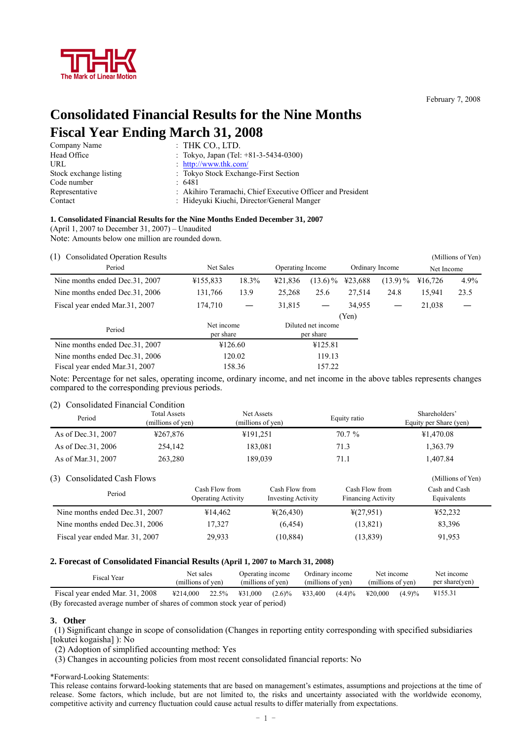THK
The Mark of Linear Motion

February 7, 2008

# Consolidated Financial Results for the Nine Months Fiscal Year Ending March 31, 2008

| | |
|---|---|
| Company Name | : THK CO., LTD. |
| Head Office | : Tokyo, Japan (Tel: +81-3-5434-0300) |
| URL | : http://www.thk.com/ |
| Stock exchange listing | : Tokyo Stock Exchange-First Section |
| Code number | : 6481 |
| Representative | : Akihiro Teramachi, Chief Executive Officer and President |
| Contact | : Hideyuki Kiuchi, Director/General Manger |

**1. Consolidated Financial Results for the Nine Months Ended December 31, 2007**

(April 1, 2007 to December 31, 2007) – Unaudited

Note: Amounts below one million are rounded down.

(1) Consolidated Operation Results (Millions of Yen)

| Period | Net Sales | | Operating Income | | Ordinary Income | | Net Income | |
|---|---|---|---|---|---|---|---|---|
| Nine months ended Dec.31, 2007 | ¥155,833 | 18.3% | ¥21,836 | (13.6) % | ¥23,688 | (13.9) % | ¥16,726 | 4.9% |
| Nine months ended Dec.31, 2006 | 131,766 | 13.9 | 25,268 | 25.6 | 27,514 | 24.8 | 15,941 | 23.5 |
| Fiscal year ended Mar.31, 2007 | 174,710 | — | 31,815 | — | 34,955 | — | 21,038 | — |

(Yen)

| Period | Net income per share | Diluted net income per share |
|---|---|---|
| Nine months ended Dec.31, 2007 | ¥126.60 | ¥125.81 |
| Nine months ended Dec.31, 2006 | 120.02 | 119.13 |
| Fiscal year ended Mar.31, 2007 | 158.36 | 157.22 |

Note: Percentage for net sales, operating income, ordinary income, and net income in the above tables represents changes compared to the corresponding previous periods.

(2) Consolidated Financial Condition

| Period | Total Assets (millions of yen) | Net Assets (millions of yen) | Equity ratio | Shareholders' Equity per Share (yen) |
|---|---|---|---|---|
| As of Dec.31, 2007 | ¥267,876 | ¥191,251 | 70.7 % | ¥1,470.08 |
| As of Dec.31, 2006 | 254,142 | 183,081 | 71.3 | 1,363.79 |
| As of Mar.31, 2007 | 263,280 | 189,039 | 71.1 | 1,407.84 |

(3) Consolidated Cash Flows (Millions of Yen)

| Period | Cash Flow from Operating Activity | Cash Flow from Investing Activity | Cash Flow from Financing Activity | Cash and Cash Equivalents |
|---|---|---|---|---|
| Nine months ended Dec.31, 2007 | ¥14,462 | ¥(26,430) | ¥(27,951) | ¥52,232 |
| Nine months ended Dec.31, 2006 | 17,327 | (6,454) | (13,821) | 83,396 |
| Fiscal year ended Mar. 31, 2007 | 29,933 | (10,884) | (13,839) | 91,953 |

**2. Forecast of Consolidated Financial Results (April 1, 2007 to March 31, 2008)**

| Fiscal Year | Net sales (millions of yen) | | Operating income (millions of yen) | | Ordinary income (millions of yen) | | Net income (millions of yen) | | Net income per share(yen) |
|---|---|---|---|---|---|---|---|---|---|
| Fiscal year ended Mar. 31, 2008 | ¥214,000 | 22.5% | ¥31,000 | (2.6)% | ¥33,400 | (4.4)% | ¥20,000 | (4.9)% | ¥155.31 |

(By forecasted average number of shares of common stock year of period)

**3. Other**

(1) Significant change in scope of consolidation (Changes in reporting entity corresponding with specified subsidiaries [tokutei kogaisha] ): No

(2) Adoption of simplified accounting method: Yes

(3) Changes in accounting policies from most recent consolidated financial reports: No

*Forward-Looking Statements:

This release contains forward-looking statements that are based on management's estimates, assumptions and projections at the time of release. Some factors, which include, but are not limited to, the risks and uncertainty associated with the worldwide economy, competitive activity and currency fluctuation could cause actual results to differ materially from expectations.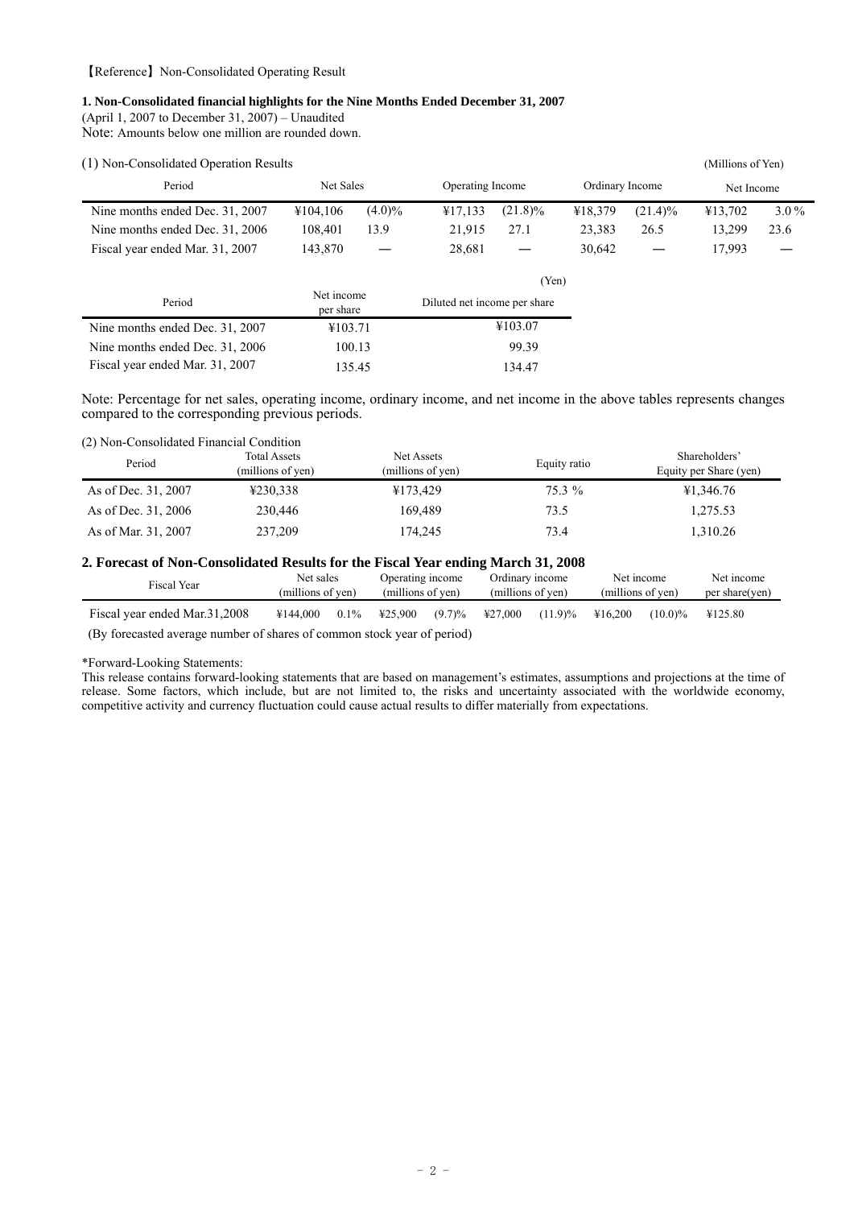【Reference】Non-Consolidated Operating Result

**1. Non-Consolidated financial highlights for the Nine Months Ended December 31, 2007**

(April 1, 2007 to December 31, 2007) – Unaudited

Note: Amounts below one million are rounded down.

(1) Non-Consolidated Operation Results

(Millions of Yen)

| Period | Net Sales | | Operating Income | | Ordinary Income | | Net Income | |
|---|---|---|---|---|---|---|---|---|
| Nine months ended Dec. 31, 2007 | ¥104,106 | (4.0)% | ¥17,133 | (21.8)% | ¥18,379 | (21.4)% | ¥13,702 | 3.0 % |
| Nine months ended Dec. 31, 2006 | 108,401 | 13.9 | 21,915 | 27.1 | 23,383 | 26.5 | 13,299 | 23.6 |
| Fiscal year ended Mar. 31, 2007 | 143,870 | ― | 28,681 | ― | 30,642 | ― | 17,993 | ― |

(Yen)

| Period | Net income per share | Diluted net income per share |
|---|---|---|
| Nine months ended Dec. 31, 2007 | ¥103.71 | ¥103.07 |
| Nine months ended Dec. 31, 2006 | 100.13 | 99.39 |
| Fiscal year ended Mar. 31, 2007 | 135.45 | 134.47 |

Note: Percentage for net sales, operating income, ordinary income, and net income in the above tables represents changes compared to the corresponding previous periods.

(2) Non-Consolidated Financial Condition

| Period | Total Assets (millions of yen) | Net Assets (millions of yen) | Equity ratio | Shareholders' Equity per Share (yen) |
|---|---|---|---|---|
| As of Dec. 31, 2007 | ¥230,338 | ¥173,429 | 75.3 % | ¥1,346.76 |
| As of Dec. 31, 2006 | 230,446 | 169,489 | 73.5 | 1,275.53 |
| As of Mar. 31, 2007 | 237,209 | 174,245 | 73.4 | 1,310.26 |

**2. Forecast of Non-Consolidated Results for the Fiscal Year ending March 31, 2008**

| Fiscal Year | Net sales (millions of yen) | | Operating income (millions of yen) | | Ordinary income (millions of yen) | | Net income (millions of yen) | | Net income per share(yen) |
|---|---|---|---|---|---|---|---|---|---|
| Fiscal year ended Mar.31,2008 | ¥144,000 | 0.1% | ¥25,900 | (9.7)% | ¥27,000 | (11.9)% | ¥16,200 | (10.0)% | ¥125.80 |

(By forecasted average number of shares of common stock year of period)

*Forward-Looking Statements:

This release contains forward-looking statements that are based on management's estimates, assumptions and projections at the time of release. Some factors, which include, but are not limited to, the risks and uncertainty associated with the worldwide economy, competitive activity and currency fluctuation could cause actual results to differ materially from expectations.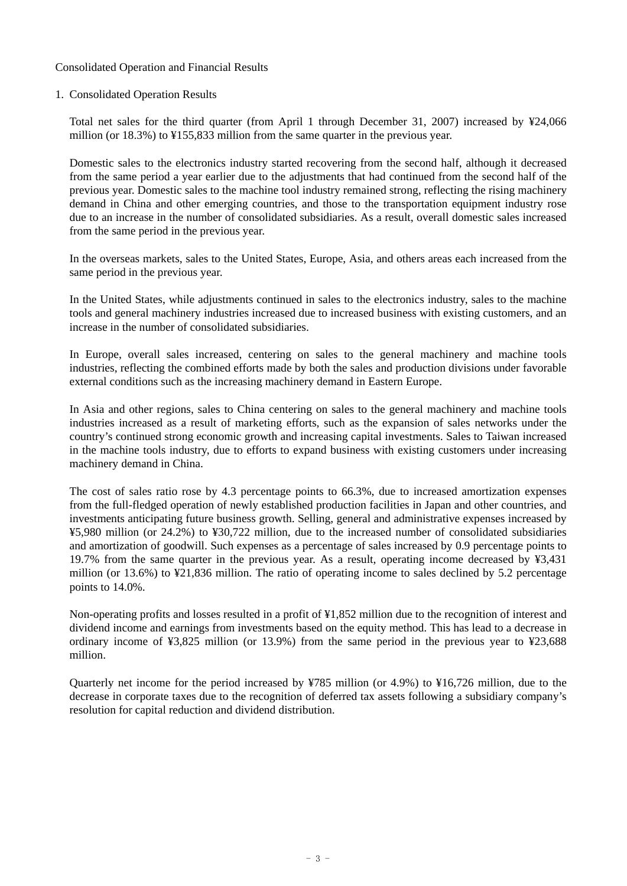Consolidated Operation and Financial Results

1. Consolidated Operation Results

Total net sales for the third quarter (from April 1 through December 31, 2007) increased by ¥24,066 million (or 18.3%) to ¥155,833 million from the same quarter in the previous year.

Domestic sales to the electronics industry started recovering from the second half, although it decreased from the same period a year earlier due to the adjustments that had continued from the second half of the previous year. Domestic sales to the machine tool industry remained strong, reflecting the rising machinery demand in China and other emerging countries, and those to the transportation equipment industry rose due to an increase in the number of consolidated subsidiaries. As a result, overall domestic sales increased from the same period in the previous year.

In the overseas markets, sales to the United States, Europe, Asia, and others areas each increased from the same period in the previous year.

In the United States, while adjustments continued in sales to the electronics industry, sales to the machine tools and general machinery industries increased due to increased business with existing customers, and an increase in the number of consolidated subsidiaries.

In Europe, overall sales increased, centering on sales to the general machinery and machine tools industries, reflecting the combined efforts made by both the sales and production divisions under favorable external conditions such as the increasing machinery demand in Eastern Europe.

In Asia and other regions, sales to China centering on sales to the general machinery and machine tools industries increased as a result of marketing efforts, such as the expansion of sales networks under the country's continued strong economic growth and increasing capital investments. Sales to Taiwan increased in the machine tools industry, due to efforts to expand business with existing customers under increasing machinery demand in China.

The cost of sales ratio rose by 4.3 percentage points to 66.3%, due to increased amortization expenses from the full-fledged operation of newly established production facilities in Japan and other countries, and investments anticipating future business growth. Selling, general and administrative expenses increased by ¥5,980 million (or 24.2%) to ¥30,722 million, due to the increased number of consolidated subsidiaries and amortization of goodwill. Such expenses as a percentage of sales increased by 0.9 percentage points to 19.7% from the same quarter in the previous year. As a result, operating income decreased by ¥3,431 million (or 13.6%) to ¥21,836 million. The ratio of operating income to sales declined by 5.2 percentage points to 14.0%.

Non-operating profits and losses resulted in a profit of ¥1,852 million due to the recognition of interest and dividend income and earnings from investments based on the equity method. This has lead to a decrease in ordinary income of ¥3,825 million (or 13.9%) from the same period in the previous year to ¥23,688 million.

Quarterly net income for the period increased by ¥785 million (or 4.9%) to ¥16,726 million, due to the decrease in corporate taxes due to the recognition of deferred tax assets following a subsidiary company's resolution for capital reduction and dividend distribution.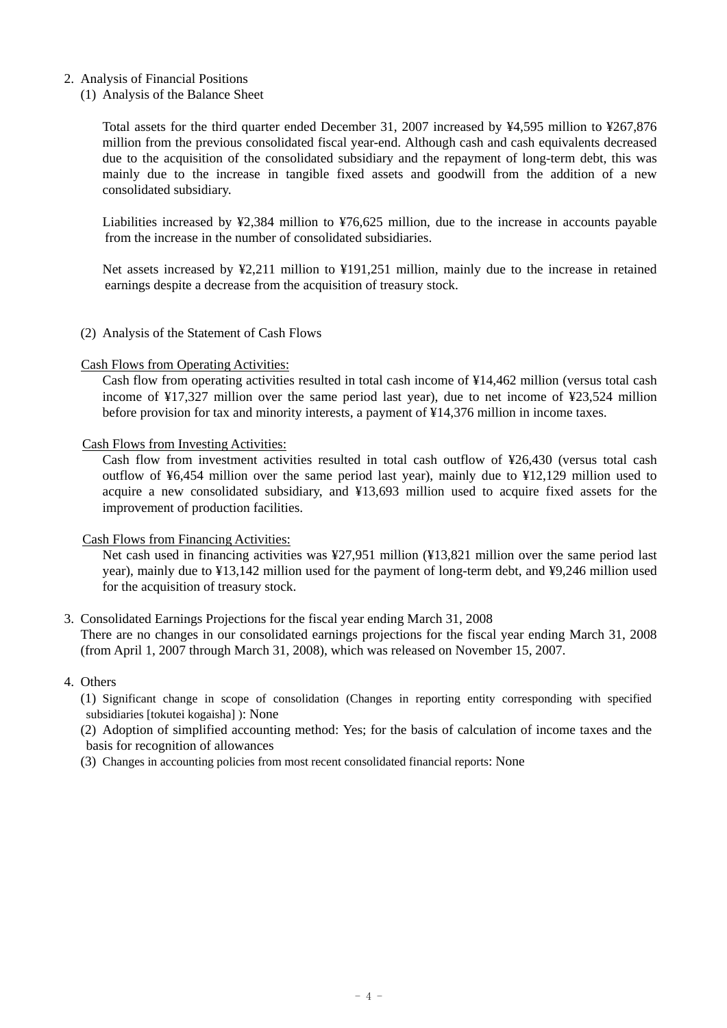## 2. Analysis of Financial Positions

### (1) Analysis of the Balance Sheet

Total assets for the third quarter ended December 31, 2007 increased by ¥4,595 million to ¥267,876 million from the previous consolidated fiscal year-end. Although cash and cash equivalents decreased due to the acquisition of the consolidated subsidiary and the repayment of long-term debt, this was mainly due to the increase in tangible fixed assets and goodwill from the addition of a new consolidated subsidiary.

Liabilities increased by ¥2,384 million to ¥76,625 million, due to the increase in accounts payable from the increase in the number of consolidated subsidiaries.

Net assets increased by ¥2,211 million to ¥191,251 million, mainly due to the increase in retained earnings despite a decrease from the acquisition of treasury stock.

### (2) Analysis of the Statement of Cash Flows

Cash Flows from Operating Activities:

Cash flow from operating activities resulted in total cash income of ¥14,462 million (versus total cash income of ¥17,327 million over the same period last year), due to net income of ¥23,524 million before provision for tax and minority interests, a payment of ¥14,376 million in income taxes.

Cash Flows from Investing Activities:

Cash flow from investment activities resulted in total cash outflow of ¥26,430 (versus total cash outflow of ¥6,454 million over the same period last year), mainly due to ¥12,129 million used to acquire a new consolidated subsidiary, and ¥13,693 million used to acquire fixed assets for the improvement of production facilities.

Cash Flows from Financing Activities:

Net cash used in financing activities was ¥27,951 million (¥13,821 million over the same period last year), mainly due to ¥13,142 million used for the payment of long-term debt, and ¥9,246 million used for the acquisition of treasury stock.

## 3. Consolidated Earnings Projections for the fiscal year ending March 31, 2008

There are no changes in our consolidated earnings projections for the fiscal year ending March 31, 2008 (from April 1, 2007 through March 31, 2008), which was released on November 15, 2007.

## 4. Others

(1) Significant change in scope of consolidation (Changes in reporting entity corresponding with specified subsidiaries [tokutei kogaisha] ): None

(2) Adoption of simplified accounting method: Yes; for the basis of calculation of income taxes and the basis for recognition of allowances

(3) Changes in accounting policies from most recent consolidated financial reports: None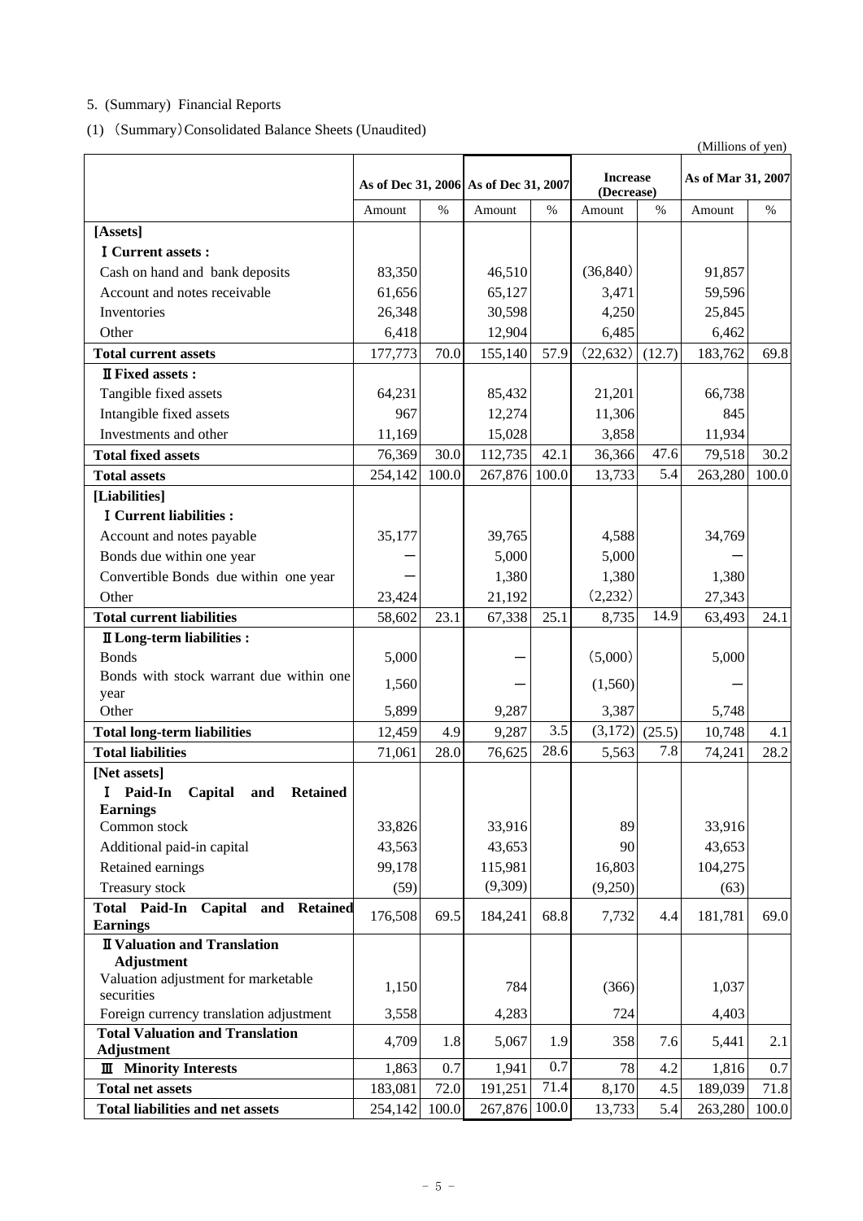5. (Summary) Financial Reports

(1) (Summary) Consolidated Balance Sheets (Unaudited)

(Millions of yen)

| | As of Dec 31, 2006 | | As of Dec 31, 2007 | | Increase (Decrease) | | As of Mar 31, 2007 | |
|---|---|---|---|---|---|---|---|---|
| | Amount | % | Amount | % | Amount | % | Amount | % |
| **[Assets]** | | | | | | | | |
| **Ⅰ Current assets :** | | | | | | | | |
| Cash on hand and bank deposits | 83,350 | | 46,510 | | (36,840) | | 91,857 | |
| Account and notes receivable | 61,656 | | 65,127 | | 3,471 | | 59,596 | |
| Inventories | 26,348 | | 30,598 | | 4,250 | | 25,845 | |
| Other | 6,418 | | 12,904 | | 6,485 | | 6,462 | |
| **Total current assets** | 177,773 | 70.0 | 155,140 | 57.9 | (22,632) | (12.7) | 183,762 | 69.8 |
| **Ⅱ Fixed assets :** | | | | | | | | |
| Tangible fixed assets | 64,231 | | 85,432 | | 21,201 | | 66,738 | |
| Intangible fixed assets | 967 | | 12,274 | | 11,306 | | 845 | |
| Investments and other | 11,169 | | 15,028 | | 3,858 | | 11,934 | |
| **Total fixed assets** | 76,369 | 30.0 | 112,735 | 42.1 | 36,366 | 47.6 | 79,518 | 30.2 |
| **Total assets** | 254,142 | 100.0 | 267,876 | 100.0 | 13,733 | 5.4 | 263,280 | 100.0 |
| **[Liabilities]** | | | | | | | | |
| **Ⅰ Current liabilities :** | | | | | | | | |
| Account and notes payable | 35,177 | | 39,765 | | 4,588 | | 34,769 | |
| Bonds due within one year | ― | | 5,000 | | 5,000 | | ― | |
| Convertible Bonds due within one year | ― | | 1,380 | | 1,380 | | 1,380 | |
| Other | 23,424 | | 21,192 | | (2,232) | | 27,343 | |
| **Total current liabilities** | 58,602 | 23.1 | 67,338 | 25.1 | 8,735 | 14.9 | 63,493 | 24.1 |
| **Ⅱ Long-term liabilities :** | | | | | | | | |
| Bonds | 5,000 | | ― | | (5,000) | | 5,000 | |
| Bonds with stock warrant due within one year | 1,560 | | ― | | (1,560) | | ― | |
| Other | 5,899 | | 9,287 | | 3,387 | | 5,748 | |
| **Total long-term liabilities** | 12,459 | 4.9 | 9,287 | 3.5 | (3,172) | (25.5) | 10,748 | 4.1 |
| **Total liabilities** | 71,061 | 28.0 | 76,625 | 28.6 | 5,563 | 7.8 | 74,241 | 28.2 |
| **[Net assets]** | | | | | | | | |
| **Ⅰ Paid-In Capital and Retained Earnings** | | | | | | | | |
| Common stock | 33,826 | | 33,916 | | 89 | | 33,916 | |
| Additional paid-in capital | 43,563 | | 43,653 | | 90 | | 43,653 | |
| Retained earnings | 99,178 | | 115,981 | | 16,803 | | 104,275 | |
| Treasury stock | (59) | | (9,309) | | (9,250) | | (63) | |
| **Total Paid-In Capital and Retained Earnings** | 176,508 | 69.5 | 184,241 | 68.8 | 7,732 | 4.4 | 181,781 | 69.0 |
| **Ⅱ Valuation and Translation Adjustment** | | | | | | | | |
| Valuation adjustment for marketable securities | 1,150 | | 784 | | (366) | | 1,037 | |
| Foreign currency translation adjustment | 3,558 | | 4,283 | | 724 | | 4,403 | |
| **Total Valuation and Translation Adjustment** | 4,709 | 1.8 | 5,067 | 1.9 | 358 | 7.6 | 5,441 | 2.1 |
| **Ⅲ Minority Interests** | 1,863 | 0.7 | 1,941 | 0.7 | 78 | 4.2 | 1,816 | 0.7 |
| **Total net assets** | 183,081 | 72.0 | 191,251 | 71.4 | 8,170 | 4.5 | 189,039 | 71.8 |
| **Total liabilities and net assets** | 254,142 | 100.0 | 267,876 | 100.0 | 13,733 | 5.4 | 263,280 | 100.0 |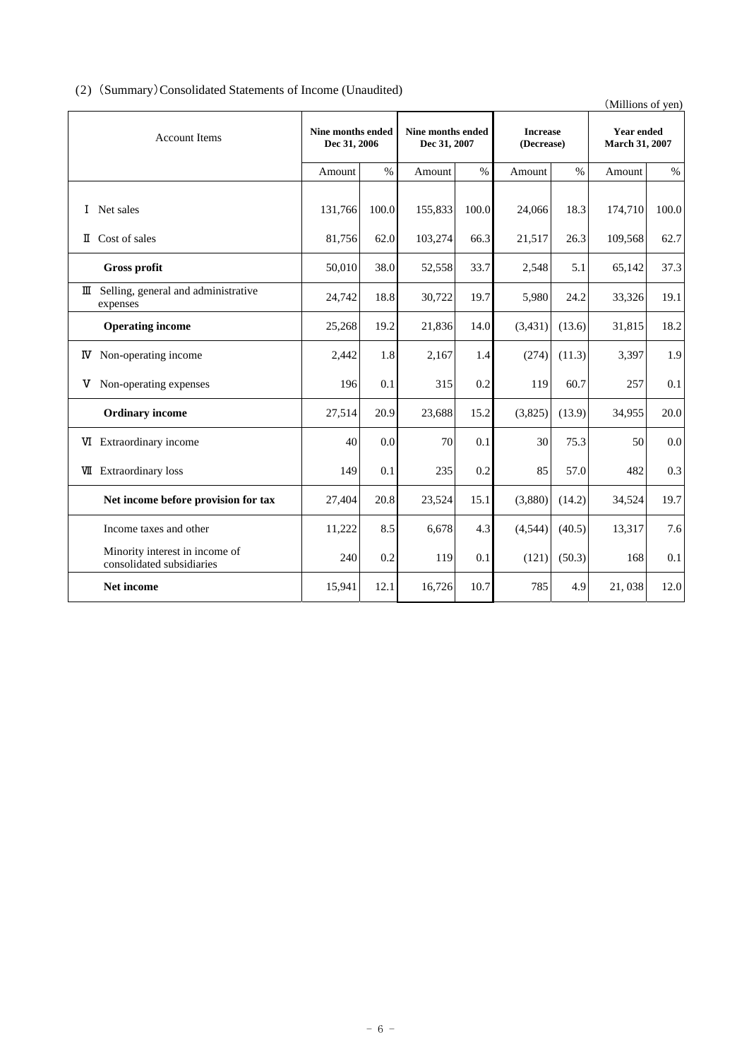(2)（Summary）Consolidated Statements of Income (Unaudited)

（Millions of yen)

| Account Items | Nine months ended Dec 31, 2006 | | Nine months ended Dec 31, 2007 | | Increase (Decrease) | | Year ended March 31, 2007 | |
|---|---|---|---|---|---|---|---|---|
| | Amount | % | Amount | % | Amount | % | Amount | % |
| Ⅰ Net sales | 131,766 | 100.0 | 155,833 | 100.0 | 24,066 | 18.3 | 174,710 | 100.0 |
| Ⅱ Cost of sales | 81,756 | 62.0 | 103,274 | 66.3 | 21,517 | 26.3 | 109,568 | 62.7 |
| **Gross profit** | 50,010 | 38.0 | 52,558 | 33.7 | 2,548 | 5.1 | 65,142 | 37.3 |
| Ⅲ Selling, general and administrative expenses | 24,742 | 18.8 | 30,722 | 19.7 | 5,980 | 24.2 | 33,326 | 19.1 |
| **Operating income** | 25,268 | 19.2 | 21,836 | 14.0 | (3,431) | (13.6) | 31,815 | 18.2 |
| Ⅳ Non-operating income | 2,442 | 1.8 | 2,167 | 1.4 | (274) | (11.3) | 3,397 | 1.9 |
| Ⅴ Non-operating expenses | 196 | 0.1 | 315 | 0.2 | 119 | 60.7 | 257 | 0.1 |
| **Ordinary income** | 27,514 | 20.9 | 23,688 | 15.2 | (3,825) | (13.9) | 34,955 | 20.0 |
| Ⅵ Extraordinary income | 40 | 0.0 | 70 | 0.1 | 30 | 75.3 | 50 | 0.0 |
| Ⅶ Extraordinary loss | 149 | 0.1 | 235 | 0.2 | 85 | 57.0 | 482 | 0.3 |
| **Net income before provision for tax** | 27,404 | 20.8 | 23,524 | 15.1 | (3,880) | (14.2) | 34,524 | 19.7 |
| Income taxes and other | 11,222 | 8.5 | 6,678 | 4.3 | (4,544) | (40.5) | 13,317 | 7.6 |
| Minority interest in income of consolidated subsidiaries | 240 | 0.2 | 119 | 0.1 | (121) | (50.3) | 168 | 0.1 |
| **Net income** | 15,941 | 12.1 | 16,726 | 10.7 | 785 | 4.9 | 21, 038 | 12.0 |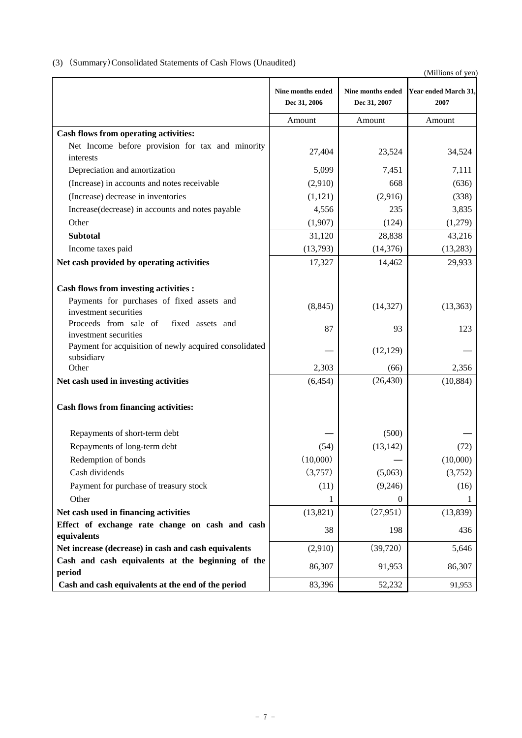(3) （Summary）Consolidated Statements of Cash Flows (Unaudited)

(Millions of yen)

| | Nine months ended Dec 31, 2006 | Nine months ended Dec 31, 2007 | Year ended March 31, 2007 |
|---|---|---|---|
| | Amount | Amount | Amount |
| **Cash flows from operating activities:** | | | |
| Net Income before provision for tax and minority interests | 27,404 | 23,524 | 34,524 |
| Depreciation and amortization | 5,099 | 7,451 | 7,111 |
| (Increase) in accounts and notes receivable | (2,910) | 668 | (636) |
| (Increase) decrease in inventories | (1,121) | (2,916) | (338) |
| Increase(decrease) in accounts and notes payable | 4,556 | 235 | 3,835 |
| Other | (1,907) | (124) | (1,279) |
| **Subtotal** | 31,120 | 28,838 | 43,216 |
| Income taxes paid | (13,793) | (14,376) | (13,283) |
| **Net cash provided by operating activities** | 17,327 | 14,462 | 29,933 |
| **Cash flows from investing activities :** | | | |
| Payments for purchases of fixed assets and investment securities | (8,845) | (14,327) | (13,363) |
| Proceeds from sale of fixed assets and investment securities | 87 | 93 | 123 |
| Payment for acquisition of newly acquired consolidated subsidiary | — | (12,129) | — |
| Other | 2,303 | (66) | 2,356 |
| **Net cash used in investing activities** | (6,454) | (26,430) | (10,884) |
| **Cash flows from financing activities:** | | | |
| Repayments of short-term debt | — | (500) | — |
| Repayments of long-term debt | (54) | (13,142) | (72) |
| Redemption of bonds | (10,000) | — | (10,000) |
| Cash dividends | (3,757) | (5,063) | (3,752) |
| Payment for purchase of treasury stock | (11) | (9,246) | (16) |
| Other | 1 | 0 | 1 |
| **Net cash used in financing activities** | (13,821) | (27,951) | (13,839) |
| **Effect of exchange rate change on cash and cash equivalents** | 38 | 198 | 436 |
| **Net increase (decrease) in cash and cash equivalents** | (2,910) | (39,720) | 5,646 |
| **Cash and cash equivalents at the beginning of the period** | 86,307 | 91,953 | 86,307 |
| **Cash and cash equivalents at the end of the period** | 83,396 | 52,232 | 91,953 |